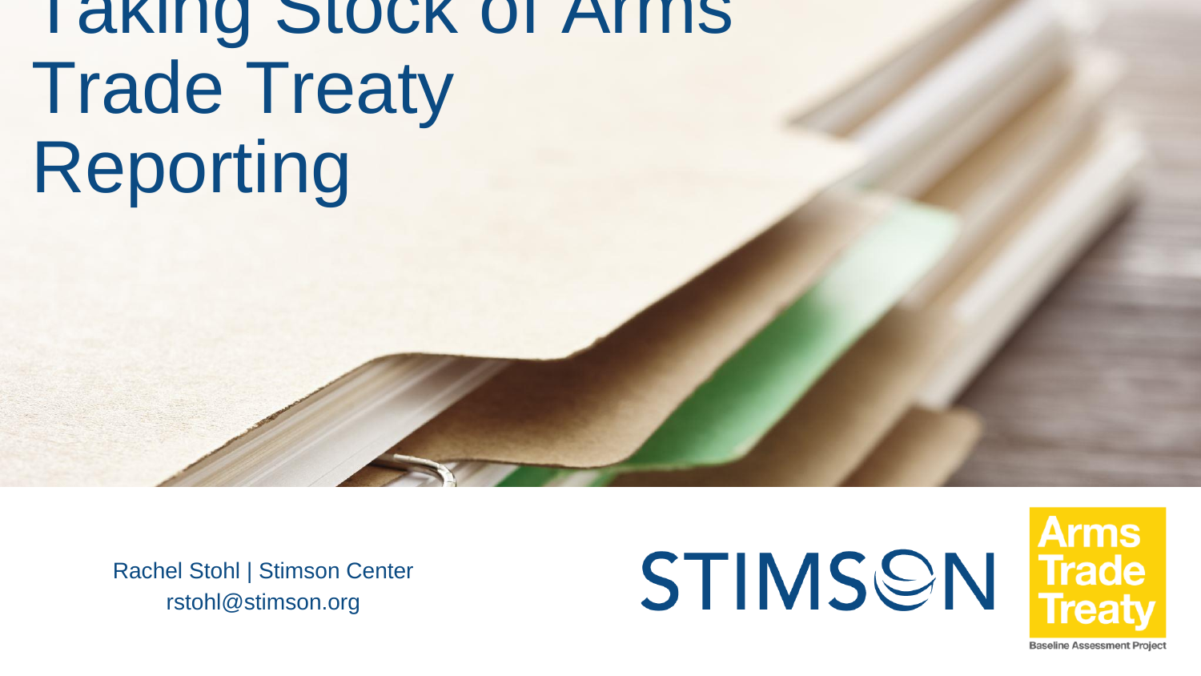# Taking Stock of Arms Trade Treaty Reporting

Rachel Stohl | Stimson Center
rstohl@stimson.org

STIMSON

Arms Trade Treaty

Baseline Assessment Project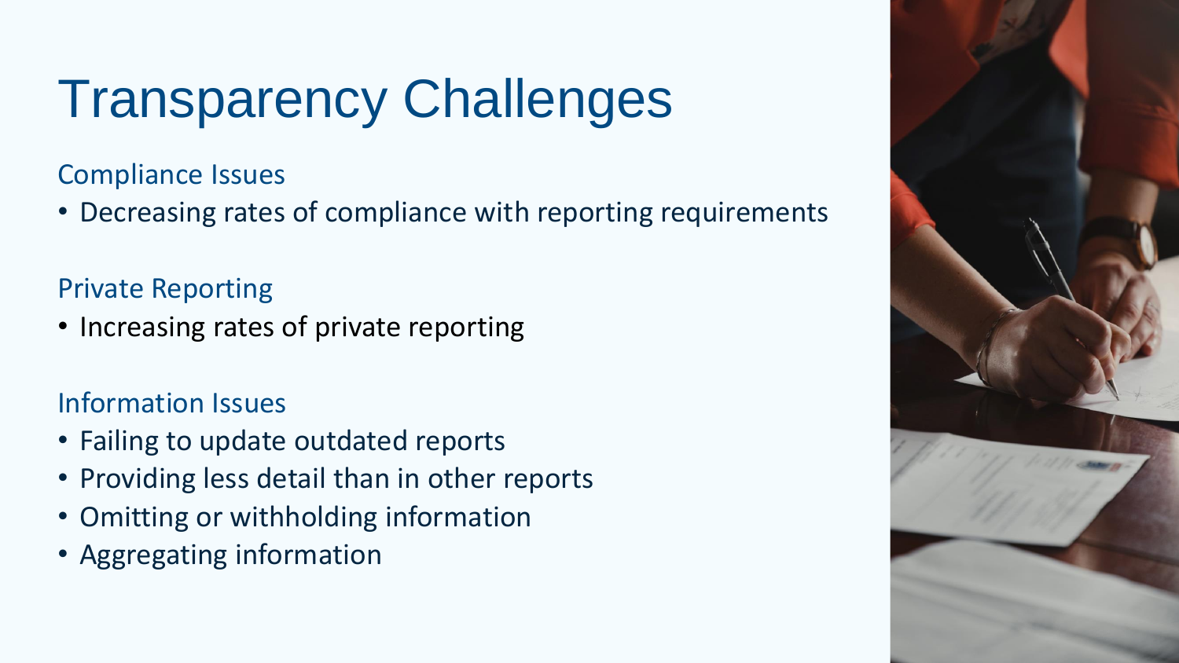# Transparency Challenges

## Compliance Issues

- Decreasing rates of compliance with reporting requirements

## Private Reporting

- Increasing rates of private reporting

## Information Issues

- Failing to update outdated reports
- Providing less detail than in other reports
- Omitting or withholding information
- Aggregating information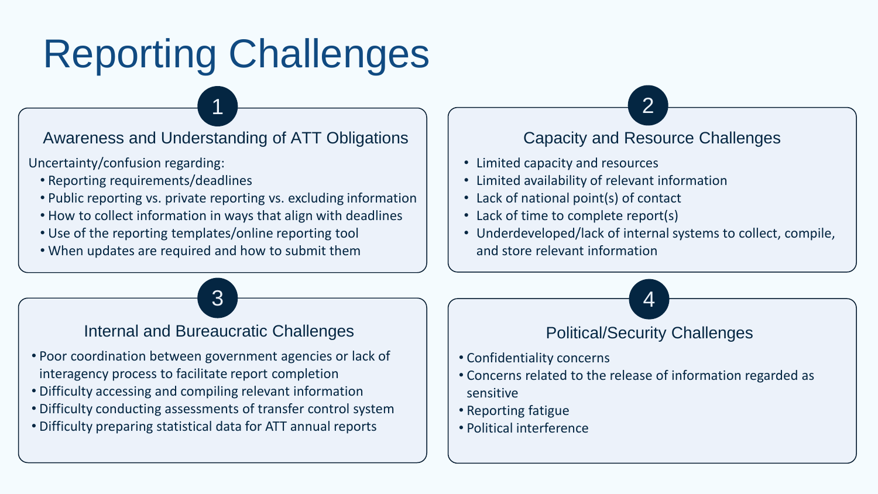# Reporting Challenges

## 1 Awareness and Understanding of ATT Obligations

Uncertainty/confusion regarding:

- Reporting requirements/deadlines
- Public reporting vs. private reporting vs. excluding information
- How to collect information in ways that align with deadlines
- Use of the reporting templates/online reporting tool
- When updates are required and how to submit them

## 2 Capacity and Resource Challenges

- Limited capacity and resources
- Limited availability of relevant information
- Lack of national point(s) of contact
- Lack of time to complete report(s)
- Underdeveloped/lack of internal systems to collect, compile, and store relevant information

## 3 Internal and Bureaucratic Challenges

- Poor coordination between government agencies or lack of interagency process to facilitate report completion
- Difficulty accessing and compiling relevant information
- Difficulty conducting assessments of transfer control system
- Difficulty preparing statistical data for ATT annual reports

## 4 Political/Security Challenges

- Confidentiality concerns
- Concerns related to the release of information regarded as sensitive
- Reporting fatigue
- Political interference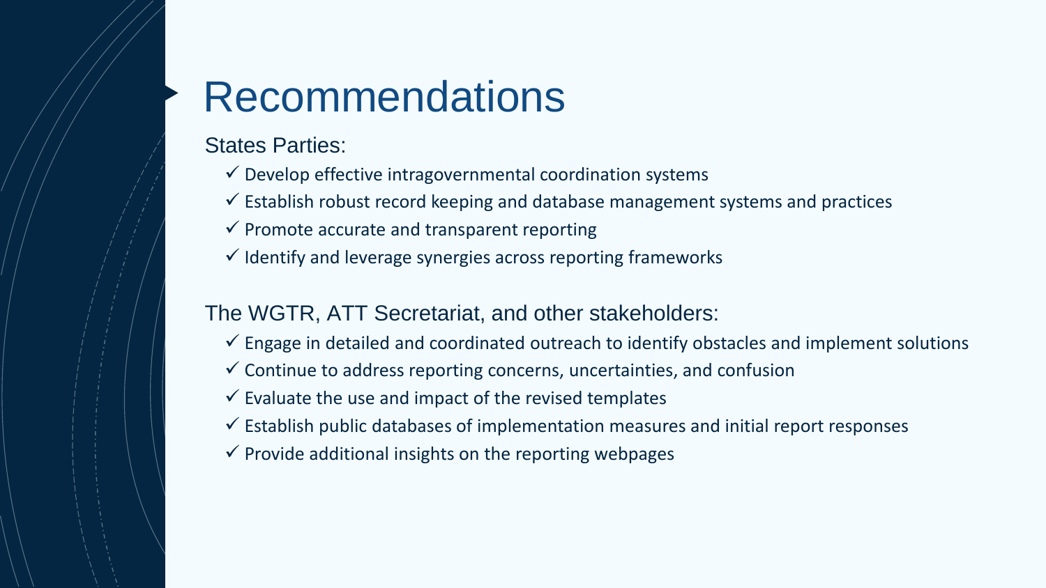# Recommendations

States Parties:

- ✓ Develop effective intragovernmental coordination systems
- ✓ Establish robust record keeping and database management systems and practices
- ✓ Promote accurate and transparent reporting
- ✓ Identify and leverage synergies across reporting frameworks

The WGTR, ATT Secretariat, and other stakeholders:

- ✓ Engage in detailed and coordinated outreach to identify obstacles and implement solutions
- ✓ Continue to address reporting concerns, uncertainties, and confusion
- ✓ Evaluate the use and impact of the revised templates
- ✓ Establish public databases of implementation measures and initial report responses
- ✓ Provide additional insights on the reporting webpages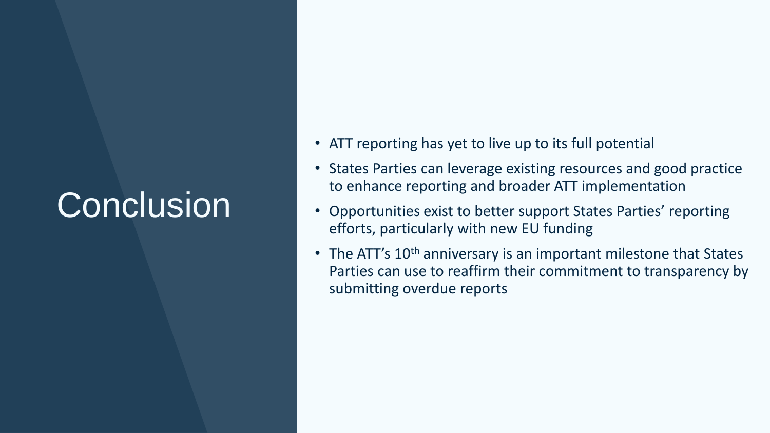# Conclusion

- ATT reporting has yet to live up to its full potential
- States Parties can leverage existing resources and good practice to enhance reporting and broader ATT implementation
- Opportunities exist to better support States Parties' reporting efforts, particularly with new EU funding
- The ATT's 10th anniversary is an important milestone that States Parties can use to reaffirm their commitment to transparency by submitting overdue reports